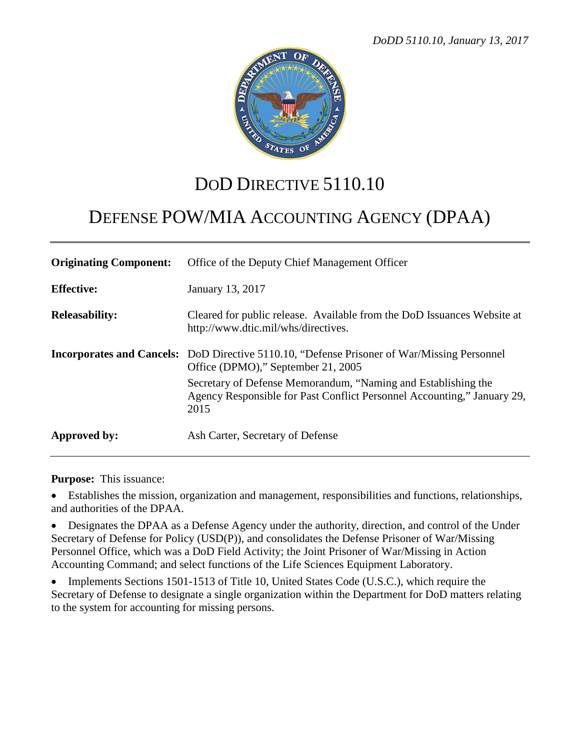# DoD Directive 5110.10

## Defense POW/MIA Accounting Agency (DPAA)

| | |
|---|---|
| **Originating Component:** | Office of the Deputy Chief Management Officer |
| **Effective:** | January 13, 2017 |
| **Releasability:** | Cleared for public release. Available from the DoD Issuances Website at http://www.dtic.mil/whs/directives. |
| **Incorporates and Cancels:** | DoD Directive 5110.10, "Defense Prisoner of War/Missing Personnel Office (DPMO)," September 21, 2005<br>Secretary of Defense Memorandum, "Naming and Establishing the Agency Responsible for Past Conflict Personnel Accounting," January 29, 2015 |
| **Approved by:** | Ash Carter, Secretary of Defense |

**Purpose:** This issuance:

- Establishes the mission, organization and management, responsibilities and functions, relationships, and authorities of the DPAA.
- Designates the DPAA as a Defense Agency under the authority, direction, and control of the Under Secretary of Defense for Policy (USD(P)), and consolidates the Defense Prisoner of War/Missing Personnel Office, which was a DoD Field Activity; the Joint Prisoner of War/Missing in Action Accounting Command; and select functions of the Life Sciences Equipment Laboratory.
- Implements Sections 1501-1513 of Title 10, United States Code (U.S.C.), which require the Secretary of Defense to designate a single organization within the Department for DoD matters relating to the system for accounting for missing persons.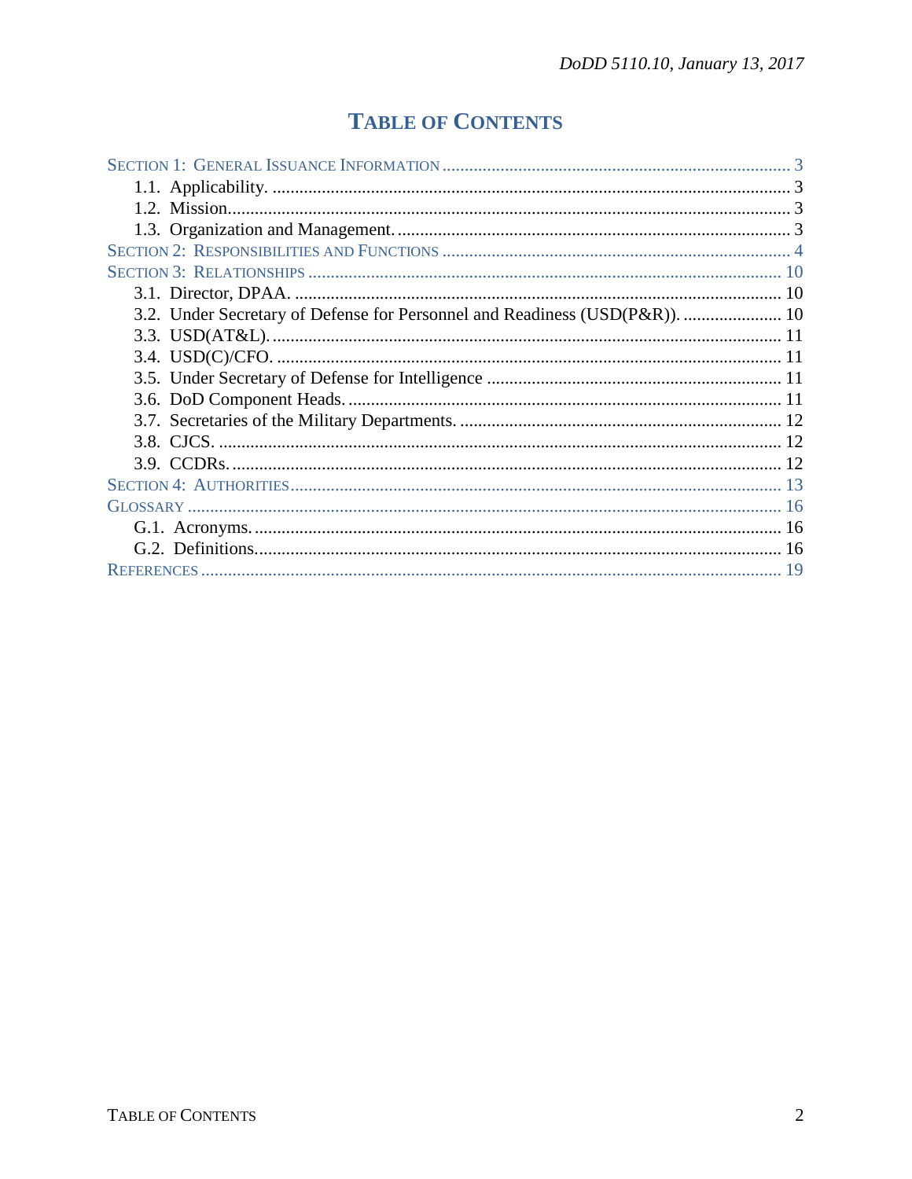# TABLE OF CONTENTS

SECTION 1: GENERAL ISSUANCE INFORMATION ... 3
- 1.1. Applicability. ... 3
- 1.2. Mission. ... 3
- 1.3. Organization and Management. ... 3

SECTION 2: RESPONSIBILITIES AND FUNCTIONS ... 4

SECTION 3: RELATIONSHIPS ... 10
- 3.1. Director, DPAA. ... 10
- 3.2. Under Secretary of Defense for Personnel and Readiness (USD(P&R)). ... 10
- 3.3. USD(AT&L). ... 11
- 3.4. USD(C)/CFO. ... 11
- 3.5. Under Secretary of Defense for Intelligence ... 11
- 3.6. DoD Component Heads. ... 11
- 3.7. Secretaries of the Military Departments. ... 12
- 3.8. CJCS. ... 12
- 3.9. CCDRs. ... 12

SECTION 4: AUTHORITIES ... 13

GLOSSARY ... 16
- G.1. Acronyms. ... 16
- G.2. Definitions. ... 16

REFERENCES ... 19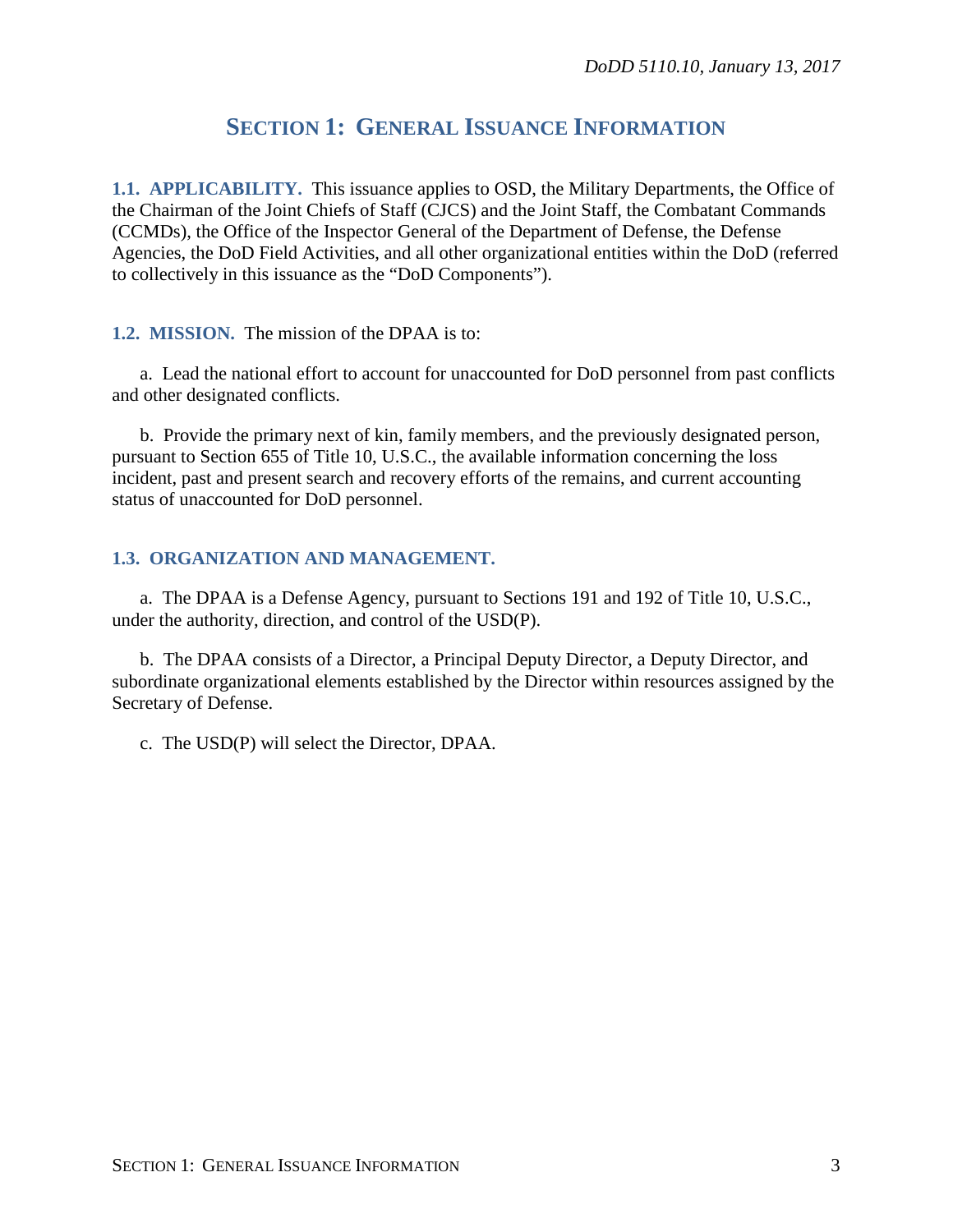# SECTION 1: GENERAL ISSUANCE INFORMATION

**1.1. APPLICABILITY.** This issuance applies to OSD, the Military Departments, the Office of the Chairman of the Joint Chiefs of Staff (CJCS) and the Joint Staff, the Combatant Commands (CCMDs), the Office of the Inspector General of the Department of Defense, the Defense Agencies, the DoD Field Activities, and all other organizational entities within the DoD (referred to collectively in this issuance as the "DoD Components").

**1.2. MISSION.** The mission of the DPAA is to:

a. Lead the national effort to account for unaccounted for DoD personnel from past conflicts and other designated conflicts.

b. Provide the primary next of kin, family members, and the previously designated person, pursuant to Section 655 of Title 10, U.S.C., the available information concerning the loss incident, past and present search and recovery efforts of the remains, and current accounting status of unaccounted for DoD personnel.

**1.3. ORGANIZATION AND MANAGEMENT.**

a. The DPAA is a Defense Agency, pursuant to Sections 191 and 192 of Title 10, U.S.C., under the authority, direction, and control of the USD(P).

b. The DPAA consists of a Director, a Principal Deputy Director, a Deputy Director, and subordinate organizational elements established by the Director within resources assigned by the Secretary of Defense.

c. The USD(P) will select the Director, DPAA.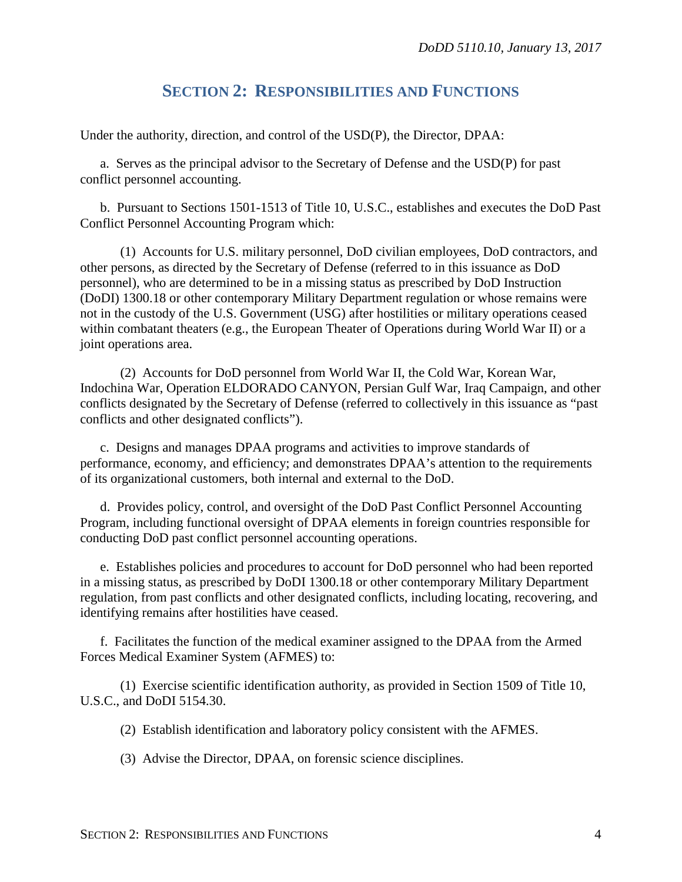## SECTION 2: RESPONSIBILITIES AND FUNCTIONS

Under the authority, direction, and control of the USD(P), the Director, DPAA:

a. Serves as the principal advisor to the Secretary of Defense and the USD(P) for past conflict personnel accounting.

b. Pursuant to Sections 1501-1513 of Title 10, U.S.C., establishes and executes the DoD Past Conflict Personnel Accounting Program which:

(1) Accounts for U.S. military personnel, DoD civilian employees, DoD contractors, and other persons, as directed by the Secretary of Defense (referred to in this issuance as DoD personnel), who are determined to be in a missing status as prescribed by DoD Instruction (DoDI) 1300.18 or other contemporary Military Department regulation or whose remains were not in the custody of the U.S. Government (USG) after hostilities or military operations ceased within combatant theaters (e.g., the European Theater of Operations during World War II) or a joint operations area.

(2) Accounts for DoD personnel from World War II, the Cold War, Korean War, Indochina War, Operation ELDORADO CANYON, Persian Gulf War, Iraq Campaign, and other conflicts designated by the Secretary of Defense (referred to collectively in this issuance as "past conflicts and other designated conflicts").

c. Designs and manages DPAA programs and activities to improve standards of performance, economy, and efficiency; and demonstrates DPAA's attention to the requirements of its organizational customers, both internal and external to the DoD.

d. Provides policy, control, and oversight of the DoD Past Conflict Personnel Accounting Program, including functional oversight of DPAA elements in foreign countries responsible for conducting DoD past conflict personnel accounting operations.

e. Establishes policies and procedures to account for DoD personnel who had been reported in a missing status, as prescribed by DoDI 1300.18 or other contemporary Military Department regulation, from past conflicts and other designated conflicts, including locating, recovering, and identifying remains after hostilities have ceased.

f. Facilitates the function of the medical examiner assigned to the DPAA from the Armed Forces Medical Examiner System (AFMES) to:

(1) Exercise scientific identification authority, as provided in Section 1509 of Title 10, U.S.C., and DoDI 5154.30.

(2) Establish identification and laboratory policy consistent with the AFMES.

(3) Advise the Director, DPAA, on forensic science disciplines.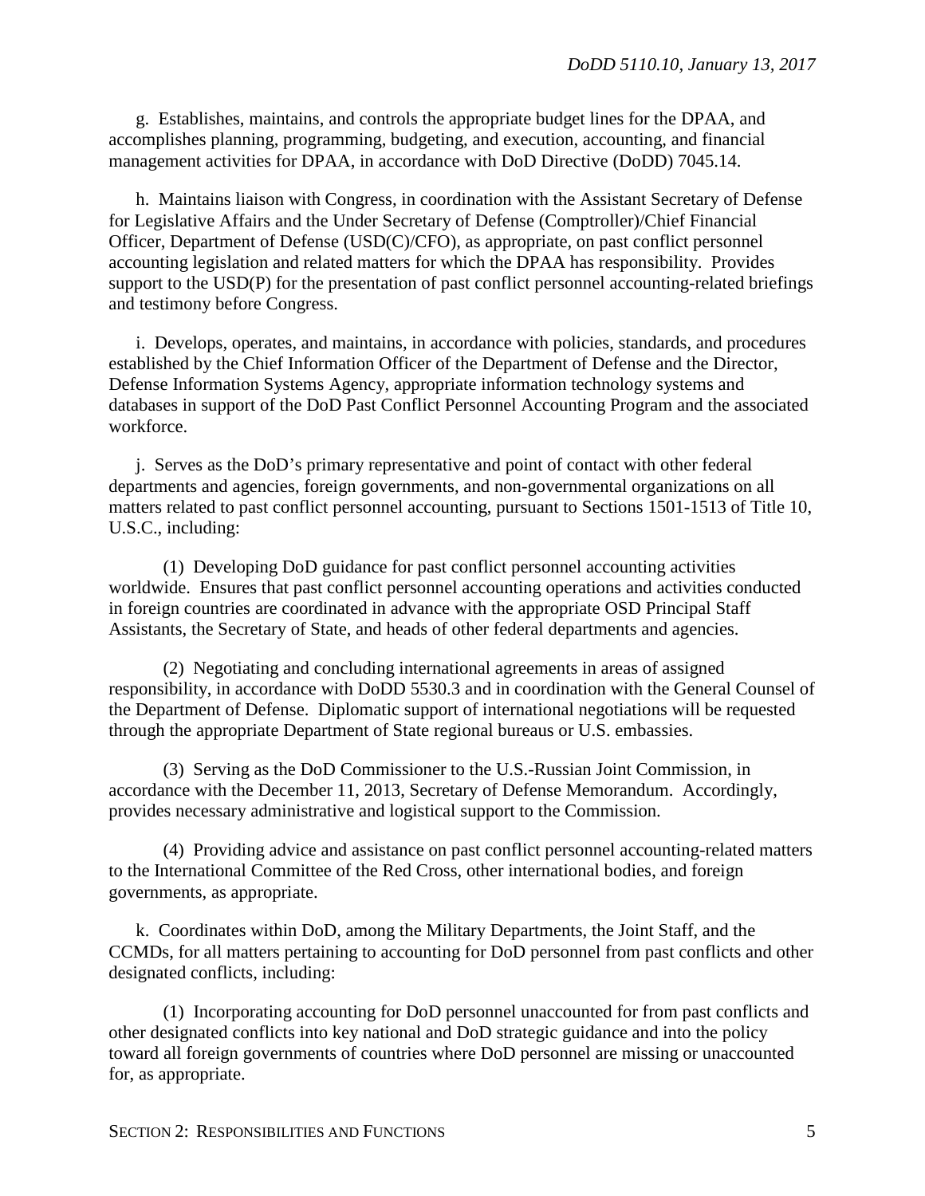g. Establishes, maintains, and controls the appropriate budget lines for the DPAA, and accomplishes planning, programming, budgeting, and execution, accounting, and financial management activities for DPAA, in accordance with DoD Directive (DoDD) 7045.14.

h. Maintains liaison with Congress, in coordination with the Assistant Secretary of Defense for Legislative Affairs and the Under Secretary of Defense (Comptroller)/Chief Financial Officer, Department of Defense (USD(C)/CFO), as appropriate, on past conflict personnel accounting legislation and related matters for which the DPAA has responsibility. Provides support to the USD(P) for the presentation of past conflict personnel accounting-related briefings and testimony before Congress.

i. Develops, operates, and maintains, in accordance with policies, standards, and procedures established by the Chief Information Officer of the Department of Defense and the Director, Defense Information Systems Agency, appropriate information technology systems and databases in support of the DoD Past Conflict Personnel Accounting Program and the associated workforce.

j. Serves as the DoD's primary representative and point of contact with other federal departments and agencies, foreign governments, and non-governmental organizations on all matters related to past conflict personnel accounting, pursuant to Sections 1501-1513 of Title 10, U.S.C., including:

(1) Developing DoD guidance for past conflict personnel accounting activities worldwide. Ensures that past conflict personnel accounting operations and activities conducted in foreign countries are coordinated in advance with the appropriate OSD Principal Staff Assistants, the Secretary of State, and heads of other federal departments and agencies.

(2) Negotiating and concluding international agreements in areas of assigned responsibility, in accordance with DoDD 5530.3 and in coordination with the General Counsel of the Department of Defense. Diplomatic support of international negotiations will be requested through the appropriate Department of State regional bureaus or U.S. embassies.

(3) Serving as the DoD Commissioner to the U.S.-Russian Joint Commission, in accordance with the December 11, 2013, Secretary of Defense Memorandum. Accordingly, provides necessary administrative and logistical support to the Commission.

(4) Providing advice and assistance on past conflict personnel accounting-related matters to the International Committee of the Red Cross, other international bodies, and foreign governments, as appropriate.

k. Coordinates within DoD, among the Military Departments, the Joint Staff, and the CCMDs, for all matters pertaining to accounting for DoD personnel from past conflicts and other designated conflicts, including:

(1) Incorporating accounting for DoD personnel unaccounted for from past conflicts and other designated conflicts into key national and DoD strategic guidance and into the policy toward all foreign governments of countries where DoD personnel are missing or unaccounted for, as appropriate.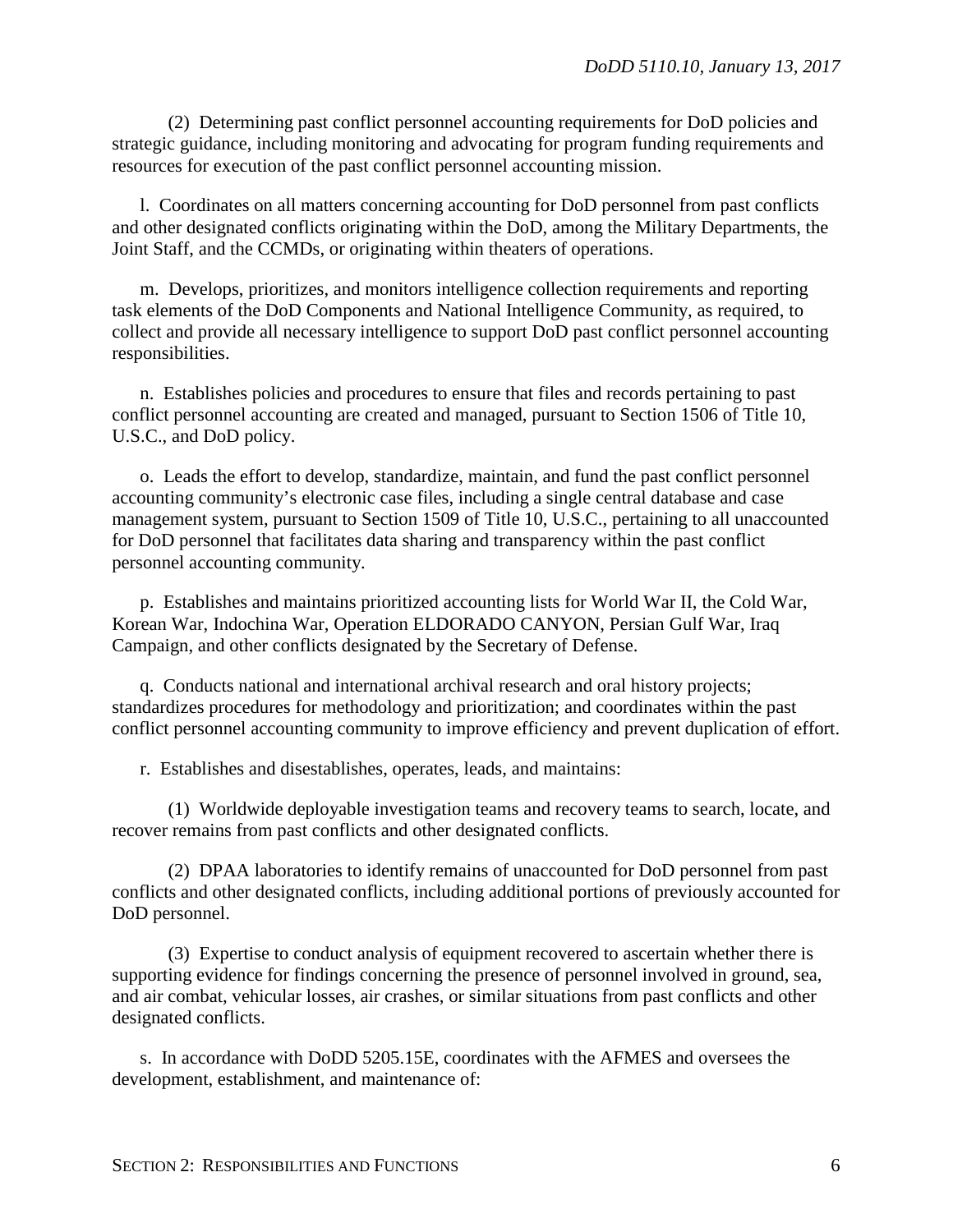(2) Determining past conflict personnel accounting requirements for DoD policies and strategic guidance, including monitoring and advocating for program funding requirements and resources for execution of the past conflict personnel accounting mission.

l. Coordinates on all matters concerning accounting for DoD personnel from past conflicts and other designated conflicts originating within the DoD, among the Military Departments, the Joint Staff, and the CCMDs, or originating within theaters of operations.

m. Develops, prioritizes, and monitors intelligence collection requirements and reporting task elements of the DoD Components and National Intelligence Community, as required, to collect and provide all necessary intelligence to support DoD past conflict personnel accounting responsibilities.

n. Establishes policies and procedures to ensure that files and records pertaining to past conflict personnel accounting are created and managed, pursuant to Section 1506 of Title 10, U.S.C., and DoD policy.

o. Leads the effort to develop, standardize, maintain, and fund the past conflict personnel accounting community's electronic case files, including a single central database and case management system, pursuant to Section 1509 of Title 10, U.S.C., pertaining to all unaccounted for DoD personnel that facilitates data sharing and transparency within the past conflict personnel accounting community.

p. Establishes and maintains prioritized accounting lists for World War II, the Cold War, Korean War, Indochina War, Operation ELDORADO CANYON, Persian Gulf War, Iraq Campaign, and other conflicts designated by the Secretary of Defense.

q. Conducts national and international archival research and oral history projects; standardizes procedures for methodology and prioritization; and coordinates within the past conflict personnel accounting community to improve efficiency and prevent duplication of effort.

r. Establishes and disestablishes, operates, leads, and maintains:

(1) Worldwide deployable investigation teams and recovery teams to search, locate, and recover remains from past conflicts and other designated conflicts.

(2) DPAA laboratories to identify remains of unaccounted for DoD personnel from past conflicts and other designated conflicts, including additional portions of previously accounted for DoD personnel.

(3) Expertise to conduct analysis of equipment recovered to ascertain whether there is supporting evidence for findings concerning the presence of personnel involved in ground, sea, and air combat, vehicular losses, air crashes, or similar situations from past conflicts and other designated conflicts.

s. In accordance with DoDD 5205.15E, coordinates with the AFMES and oversees the development, establishment, and maintenance of: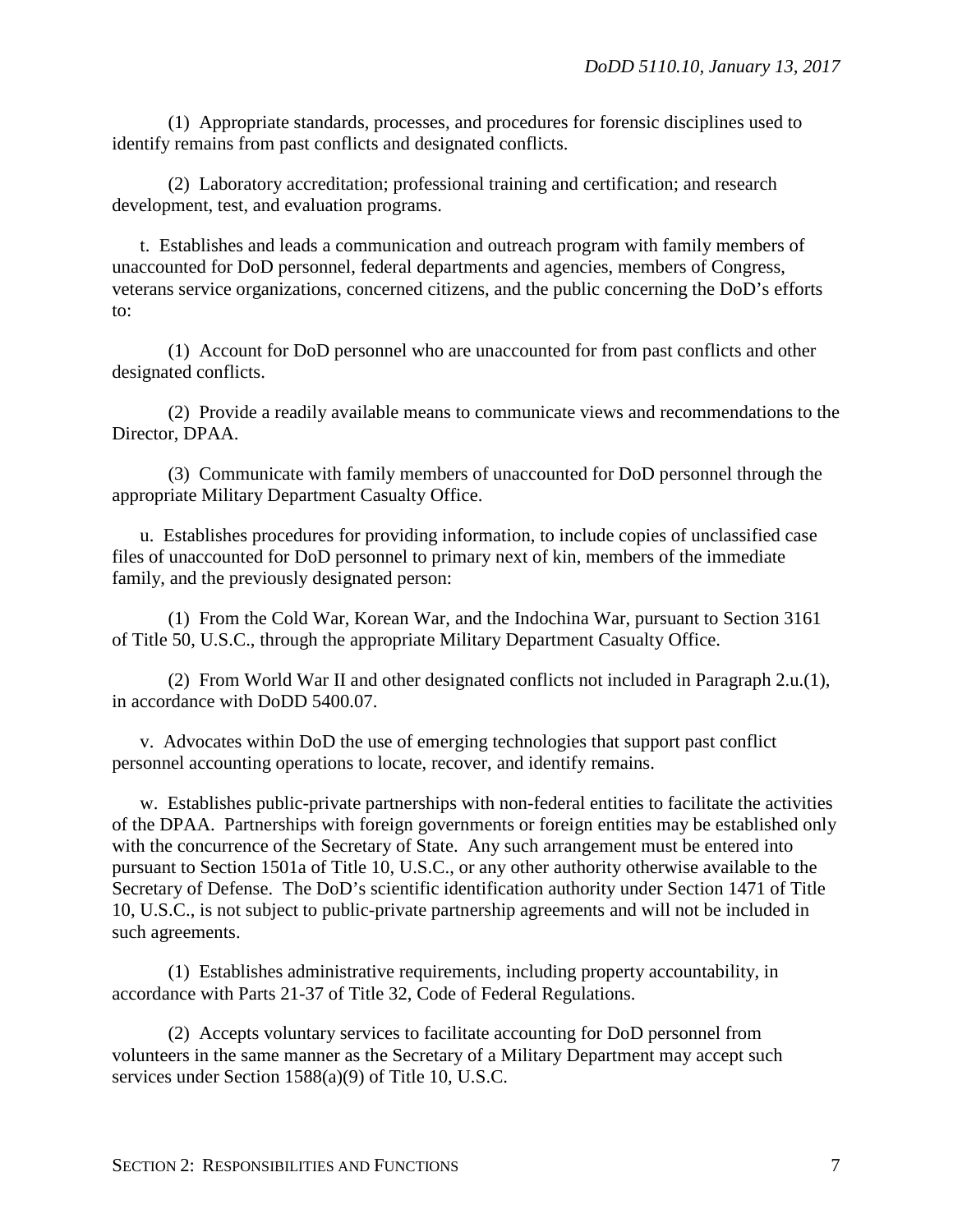(1) Appropriate standards, processes, and procedures for forensic disciplines used to identify remains from past conflicts and designated conflicts.

(2) Laboratory accreditation; professional training and certification; and research development, test, and evaluation programs.

t. Establishes and leads a communication and outreach program with family members of unaccounted for DoD personnel, federal departments and agencies, members of Congress, veterans service organizations, concerned citizens, and the public concerning the DoD's efforts to:

(1) Account for DoD personnel who are unaccounted for from past conflicts and other designated conflicts.

(2) Provide a readily available means to communicate views and recommendations to the Director, DPAA.

(3) Communicate with family members of unaccounted for DoD personnel through the appropriate Military Department Casualty Office.

u. Establishes procedures for providing information, to include copies of unclassified case files of unaccounted for DoD personnel to primary next of kin, members of the immediate family, and the previously designated person:

(1) From the Cold War, Korean War, and the Indochina War, pursuant to Section 3161 of Title 50, U.S.C., through the appropriate Military Department Casualty Office.

(2) From World War II and other designated conflicts not included in Paragraph 2.u.(1), in accordance with DoDD 5400.07.

v. Advocates within DoD the use of emerging technologies that support past conflict personnel accounting operations to locate, recover, and identify remains.

w. Establishes public-private partnerships with non-federal entities to facilitate the activities of the DPAA. Partnerships with foreign governments or foreign entities may be established only with the concurrence of the Secretary of State. Any such arrangement must be entered into pursuant to Section 1501a of Title 10, U.S.C., or any other authority otherwise available to the Secretary of Defense. The DoD's scientific identification authority under Section 1471 of Title 10, U.S.C., is not subject to public-private partnership agreements and will not be included in such agreements.

(1) Establishes administrative requirements, including property accountability, in accordance with Parts 21-37 of Title 32, Code of Federal Regulations.

(2) Accepts voluntary services to facilitate accounting for DoD personnel from volunteers in the same manner as the Secretary of a Military Department may accept such services under Section 1588(a)(9) of Title 10, U.S.C.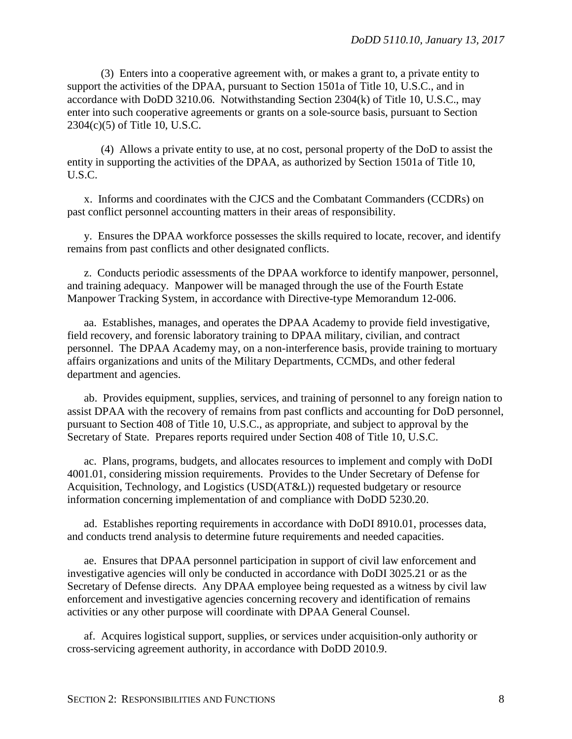(3) Enters into a cooperative agreement with, or makes a grant to, a private entity to support the activities of the DPAA, pursuant to Section 1501a of Title 10, U.S.C., and in accordance with DoDD 3210.06. Notwithstanding Section 2304(k) of Title 10, U.S.C., may enter into such cooperative agreements or grants on a sole-source basis, pursuant to Section 2304(c)(5) of Title 10, U.S.C.

(4) Allows a private entity to use, at no cost, personal property of the DoD to assist the entity in supporting the activities of the DPAA, as authorized by Section 1501a of Title 10, U.S.C.

x. Informs and coordinates with the CJCS and the Combatant Commanders (CCDRs) on past conflict personnel accounting matters in their areas of responsibility.

y. Ensures the DPAA workforce possesses the skills required to locate, recover, and identify remains from past conflicts and other designated conflicts.

z. Conducts periodic assessments of the DPAA workforce to identify manpower, personnel, and training adequacy. Manpower will be managed through the use of the Fourth Estate Manpower Tracking System, in accordance with Directive-type Memorandum 12-006.

aa. Establishes, manages, and operates the DPAA Academy to provide field investigative, field recovery, and forensic laboratory training to DPAA military, civilian, and contract personnel. The DPAA Academy may, on a non-interference basis, provide training to mortuary affairs organizations and units of the Military Departments, CCMDs, and other federal department and agencies.

ab. Provides equipment, supplies, services, and training of personnel to any foreign nation to assist DPAA with the recovery of remains from past conflicts and accounting for DoD personnel, pursuant to Section 408 of Title 10, U.S.C., as appropriate, and subject to approval by the Secretary of State. Prepares reports required under Section 408 of Title 10, U.S.C.

ac. Plans, programs, budgets, and allocates resources to implement and comply with DoDI 4001.01, considering mission requirements. Provides to the Under Secretary of Defense for Acquisition, Technology, and Logistics (USD(AT&L)) requested budgetary or resource information concerning implementation of and compliance with DoDD 5230.20.

ad. Establishes reporting requirements in accordance with DoDI 8910.01, processes data, and conducts trend analysis to determine future requirements and needed capacities.

ae. Ensures that DPAA personnel participation in support of civil law enforcement and investigative agencies will only be conducted in accordance with DoDI 3025.21 or as the Secretary of Defense directs. Any DPAA employee being requested as a witness by civil law enforcement and investigative agencies concerning recovery and identification of remains activities or any other purpose will coordinate with DPAA General Counsel.

af. Acquires logistical support, supplies, or services under acquisition-only authority or cross-servicing agreement authority, in accordance with DoDD 2010.9.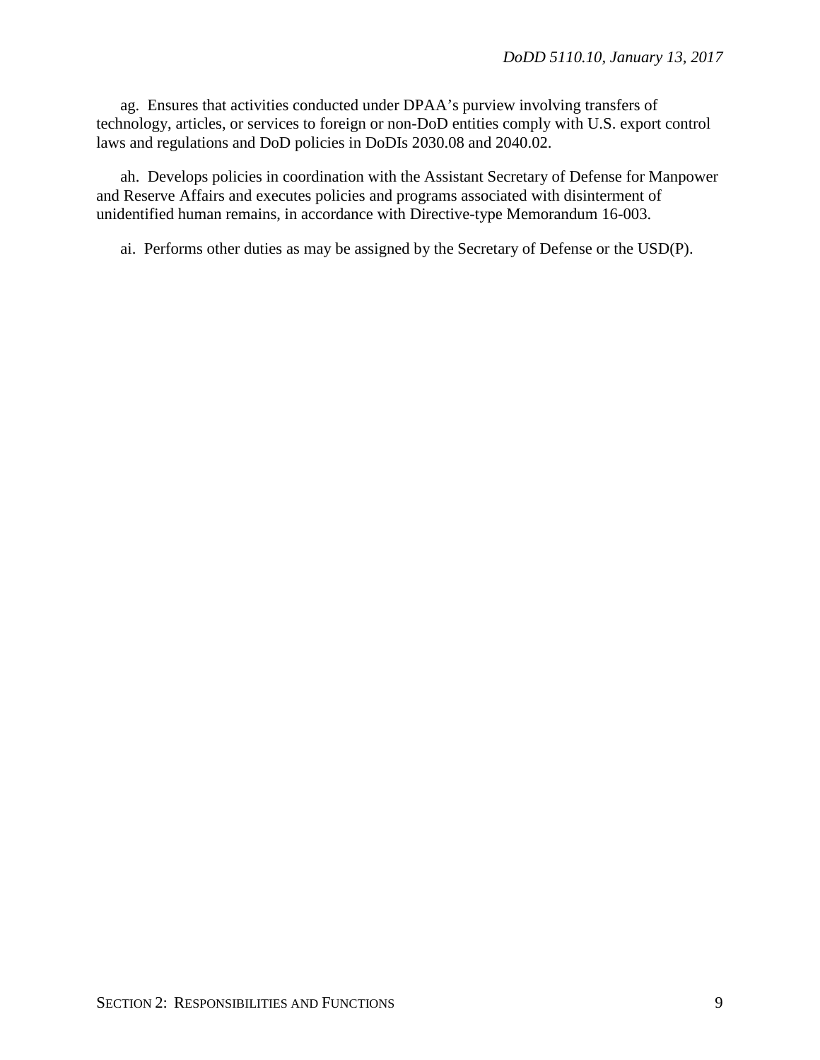ag. Ensures that activities conducted under DPAA's purview involving transfers of technology, articles, or services to foreign or non-DoD entities comply with U.S. export control laws and regulations and DoD policies in DoDIs 2030.08 and 2040.02.

ah. Develops policies in coordination with the Assistant Secretary of Defense for Manpower and Reserve Affairs and executes policies and programs associated with disinterment of unidentified human remains, in accordance with Directive-type Memorandum 16-003.

ai. Performs other duties as may be assigned by the Secretary of Defense or the USD(P).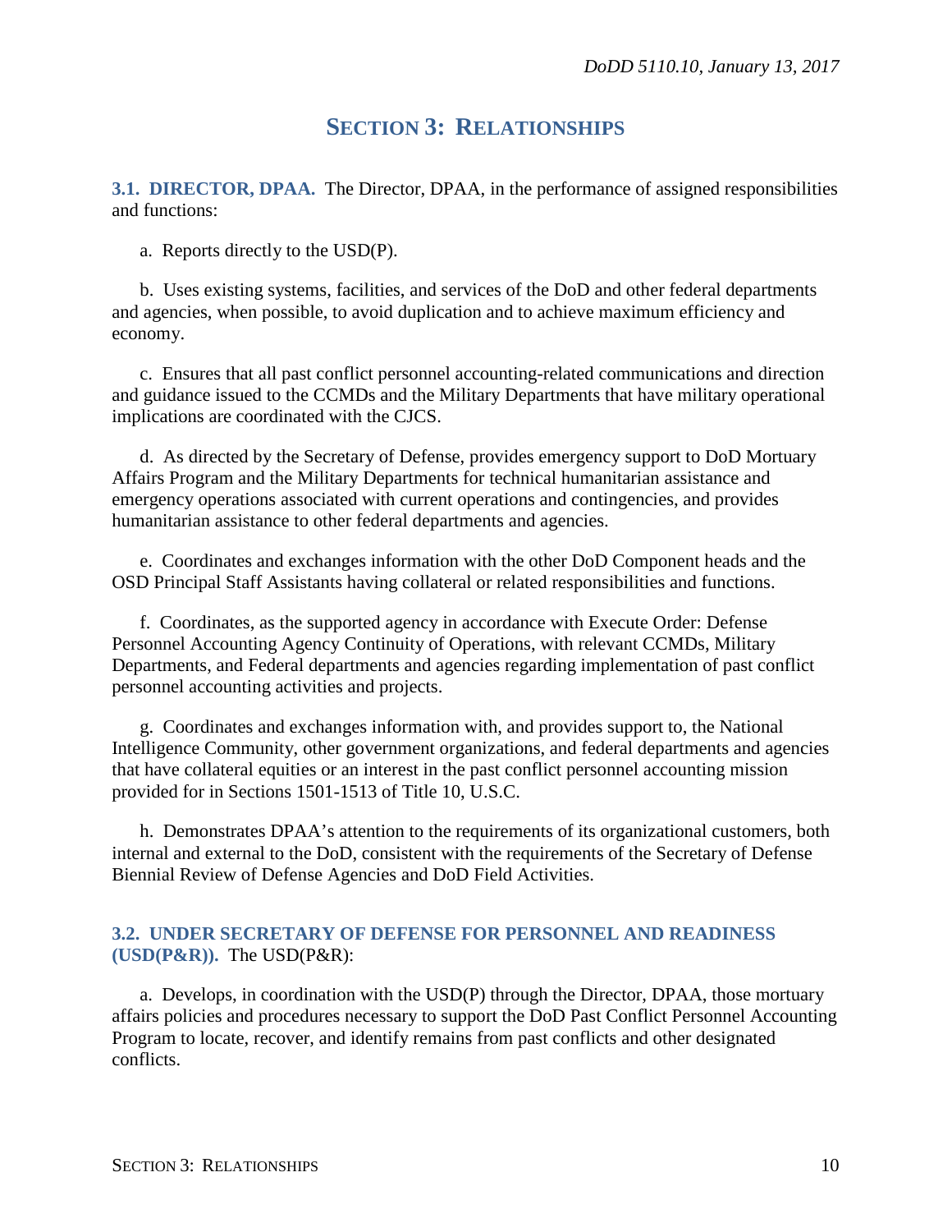# SECTION 3: RELATIONSHIPS

**3.1. DIRECTOR, DPAA.** The Director, DPAA, in the performance of assigned responsibilities and functions:

a. Reports directly to the USD(P).

b. Uses existing systems, facilities, and services of the DoD and other federal departments and agencies, when possible, to avoid duplication and to achieve maximum efficiency and economy.

c. Ensures that all past conflict personnel accounting-related communications and direction and guidance issued to the CCMDs and the Military Departments that have military operational implications are coordinated with the CJCS.

d. As directed by the Secretary of Defense, provides emergency support to DoD Mortuary Affairs Program and the Military Departments for technical humanitarian assistance and emergency operations associated with current operations and contingencies, and provides humanitarian assistance to other federal departments and agencies.

e. Coordinates and exchanges information with the other DoD Component heads and the OSD Principal Staff Assistants having collateral or related responsibilities and functions.

f. Coordinates, as the supported agency in accordance with Execute Order: Defense Personnel Accounting Agency Continuity of Operations, with relevant CCMDs, Military Departments, and Federal departments and agencies regarding implementation of past conflict personnel accounting activities and projects.

g. Coordinates and exchanges information with, and provides support to, the National Intelligence Community, other government organizations, and federal departments and agencies that have collateral equities or an interest in the past conflict personnel accounting mission provided for in Sections 1501-1513 of Title 10, U.S.C.

h. Demonstrates DPAA's attention to the requirements of its organizational customers, both internal and external to the DoD, consistent with the requirements of the Secretary of Defense Biennial Review of Defense Agencies and DoD Field Activities.

**3.2. UNDER SECRETARY OF DEFENSE FOR PERSONNEL AND READINESS (USD(P&R)).** The USD(P&R):

a. Develops, in coordination with the USD(P) through the Director, DPAA, those mortuary affairs policies and procedures necessary to support the DoD Past Conflict Personnel Accounting Program to locate, recover, and identify remains from past conflicts and other designated conflicts.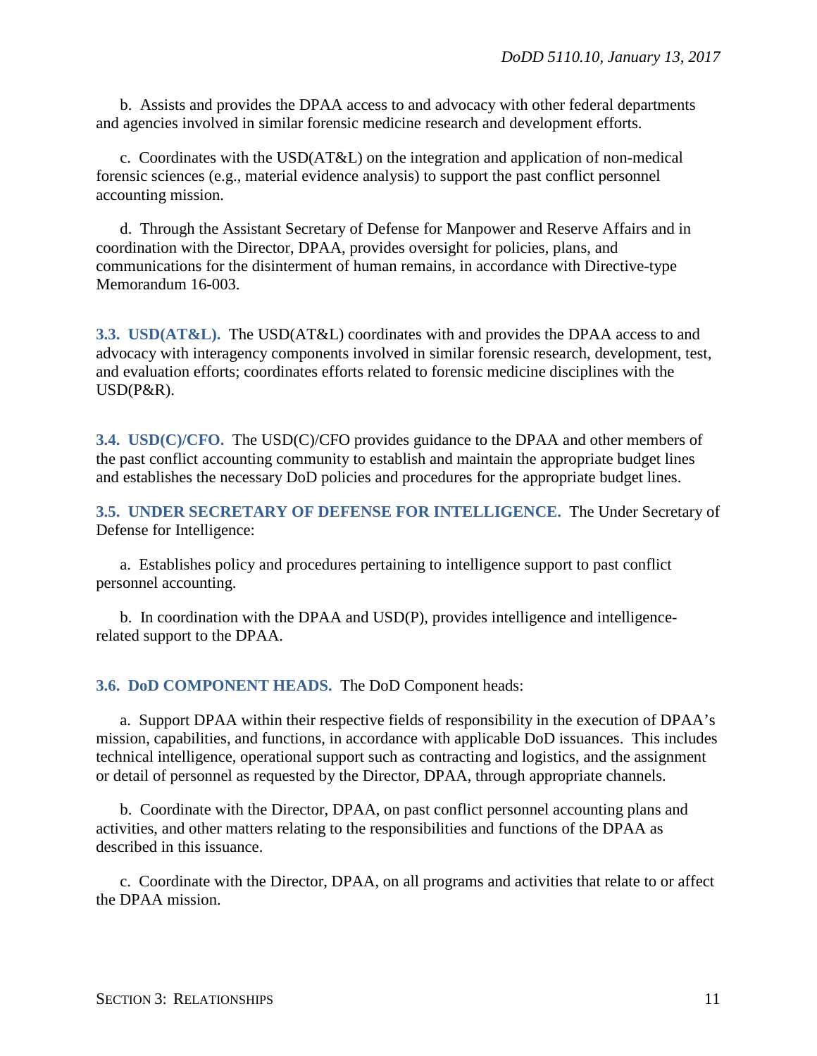b. Assists and provides the DPAA access to and advocacy with other federal departments and agencies involved in similar forensic medicine research and development efforts.

c. Coordinates with the USD(AT&L) on the integration and application of non-medical forensic sciences (e.g., material evidence analysis) to support the past conflict personnel accounting mission.

d. Through the Assistant Secretary of Defense for Manpower and Reserve Affairs and in coordination with the Director, DPAA, provides oversight for policies, plans, and communications for the disinterment of human remains, in accordance with Directive-type Memorandum 16-003.

**3.3. USD(AT&L).** The USD(AT&L) coordinates with and provides the DPAA access to and advocacy with interagency components involved in similar forensic research, development, test, and evaluation efforts; coordinates efforts related to forensic medicine disciplines with the USD(P&R).

**3.4. USD(C)/CFO.** The USD(C)/CFO provides guidance to the DPAA and other members of the past conflict accounting community to establish and maintain the appropriate budget lines and establishes the necessary DoD policies and procedures for the appropriate budget lines.

**3.5. UNDER SECRETARY OF DEFENSE FOR INTELLIGENCE.** The Under Secretary of Defense for Intelligence:

a. Establishes policy and procedures pertaining to intelligence support to past conflict personnel accounting.

b. In coordination with the DPAA and USD(P), provides intelligence and intelligence-related support to the DPAA.

**3.6. DoD COMPONENT HEADS.** The DoD Component heads:

a. Support DPAA within their respective fields of responsibility in the execution of DPAA's mission, capabilities, and functions, in accordance with applicable DoD issuances. This includes technical intelligence, operational support such as contracting and logistics, and the assignment or detail of personnel as requested by the Director, DPAA, through appropriate channels.

b. Coordinate with the Director, DPAA, on past conflict personnel accounting plans and activities, and other matters relating to the responsibilities and functions of the DPAA as described in this issuance.

c. Coordinate with the Director, DPAA, on all programs and activities that relate to or affect the DPAA mission.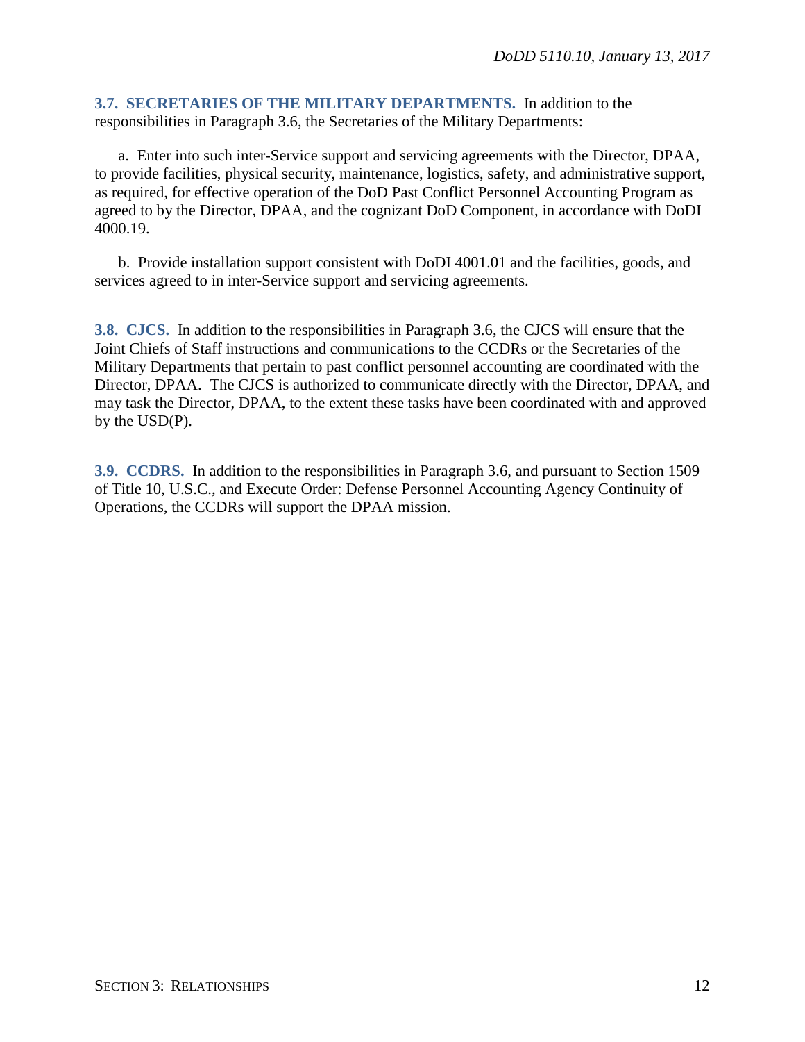**3.7. SECRETARIES OF THE MILITARY DEPARTMENTS.** In addition to the responsibilities in Paragraph 3.6, the Secretaries of the Military Departments:

a. Enter into such inter-Service support and servicing agreements with the Director, DPAA, to provide facilities, physical security, maintenance, logistics, safety, and administrative support, as required, for effective operation of the DoD Past Conflict Personnel Accounting Program as agreed to by the Director, DPAA, and the cognizant DoD Component, in accordance with DoDI 4000.19.

b. Provide installation support consistent with DoDI 4001.01 and the facilities, goods, and services agreed to in inter-Service support and servicing agreements.

**3.8. CJCS.** In addition to the responsibilities in Paragraph 3.6, the CJCS will ensure that the Joint Chiefs of Staff instructions and communications to the CCDRs or the Secretaries of the Military Departments that pertain to past conflict personnel accounting are coordinated with the Director, DPAA. The CJCS is authorized to communicate directly with the Director, DPAA, and may task the Director, DPAA, to the extent these tasks have been coordinated with and approved by the USD(P).

**3.9. CCDRS.** In addition to the responsibilities in Paragraph 3.6, and pursuant to Section 1509 of Title 10, U.S.C., and Execute Order: Defense Personnel Accounting Agency Continuity of Operations, the CCDRs will support the DPAA mission.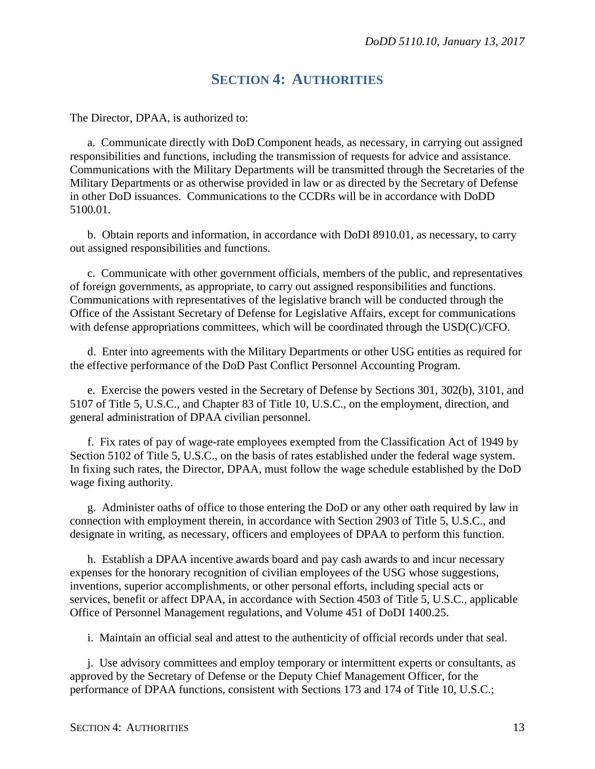## SECTION 4: AUTHORITIES

The Director, DPAA, is authorized to:

a. Communicate directly with DoD Component heads, as necessary, in carrying out assigned responsibilities and functions, including the transmission of requests for advice and assistance. Communications with the Military Departments will be transmitted through the Secretaries of the Military Departments or as otherwise provided in law or as directed by the Secretary of Defense in other DoD issuances. Communications to the CCDRs will be in accordance with DoDD 5100.01.

b. Obtain reports and information, in accordance with DoDI 8910.01, as necessary, to carry out assigned responsibilities and functions.

c. Communicate with other government officials, members of the public, and representatives of foreign governments, as appropriate, to carry out assigned responsibilities and functions. Communications with representatives of the legislative branch will be conducted through the Office of the Assistant Secretary of Defense for Legislative Affairs, except for communications with defense appropriations committees, which will be coordinated through the USD(C)/CFO.

d. Enter into agreements with the Military Departments or other USG entities as required for the effective performance of the DoD Past Conflict Personnel Accounting Program.

e. Exercise the powers vested in the Secretary of Defense by Sections 301, 302(b), 3101, and 5107 of Title 5, U.S.C., and Chapter 83 of Title 10, U.S.C., on the employment, direction, and general administration of DPAA civilian personnel.

f. Fix rates of pay of wage-rate employees exempted from the Classification Act of 1949 by Section 5102 of Title 5, U.S.C., on the basis of rates established under the federal wage system. In fixing such rates, the Director, DPAA, must follow the wage schedule established by the DoD wage fixing authority.

g. Administer oaths of office to those entering the DoD or any other oath required by law in connection with employment therein, in accordance with Section 2903 of Title 5, U.S.C., and designate in writing, as necessary, officers and employees of DPAA to perform this function.

h. Establish a DPAA incentive awards board and pay cash awards to and incur necessary expenses for the honorary recognition of civilian employees of the USG whose suggestions, inventions, superior accomplishments, or other personal efforts, including special acts or services, benefit or affect DPAA, in accordance with Section 4503 of Title 5, U.S.C., applicable Office of Personnel Management regulations, and Volume 451 of DoDI 1400.25.

i. Maintain an official seal and attest to the authenticity of official records under that seal.

j. Use advisory committees and employ temporary or intermittent experts or consultants, as approved by the Secretary of Defense or the Deputy Chief Management Officer, for the performance of DPAA functions, consistent with Sections 173 and 174 of Title 10, U.S.C.;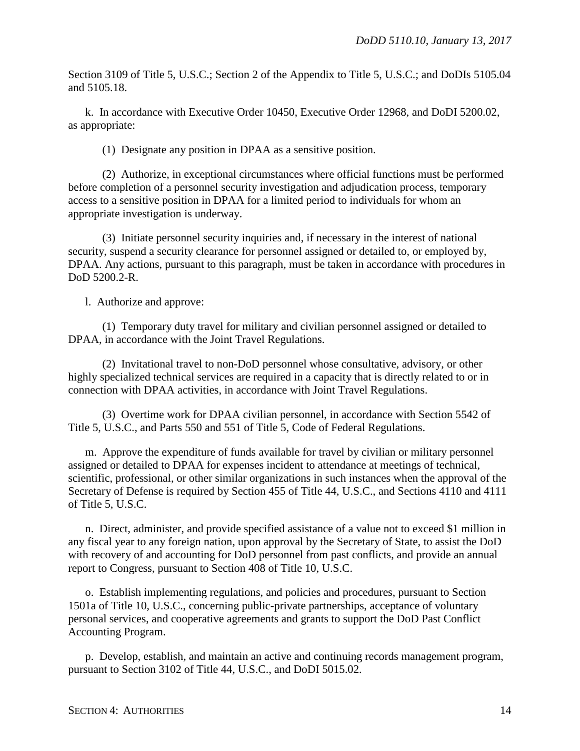Section 3109 of Title 5, U.S.C.; Section 2 of the Appendix to Title 5, U.S.C.; and DoDIs 5105.04 and 5105.18.

k. In accordance with Executive Order 10450, Executive Order 12968, and DoDI 5200.02, as appropriate:

(1) Designate any position in DPAA as a sensitive position.

(2) Authorize, in exceptional circumstances where official functions must be performed before completion of a personnel security investigation and adjudication process, temporary access to a sensitive position in DPAA for a limited period to individuals for whom an appropriate investigation is underway.

(3) Initiate personnel security inquiries and, if necessary in the interest of national security, suspend a security clearance for personnel assigned or detailed to, or employed by, DPAA. Any actions, pursuant to this paragraph, must be taken in accordance with procedures in DoD 5200.2-R.

l. Authorize and approve:

(1) Temporary duty travel for military and civilian personnel assigned or detailed to DPAA, in accordance with the Joint Travel Regulations.

(2) Invitational travel to non-DoD personnel whose consultative, advisory, or other highly specialized technical services are required in a capacity that is directly related to or in connection with DPAA activities, in accordance with Joint Travel Regulations.

(3) Overtime work for DPAA civilian personnel, in accordance with Section 5542 of Title 5, U.S.C., and Parts 550 and 551 of Title 5, Code of Federal Regulations.

m. Approve the expenditure of funds available for travel by civilian or military personnel assigned or detailed to DPAA for expenses incident to attendance at meetings of technical, scientific, professional, or other similar organizations in such instances when the approval of the Secretary of Defense is required by Section 455 of Title 44, U.S.C., and Sections 4110 and 4111 of Title 5, U.S.C.

n. Direct, administer, and provide specified assistance of a value not to exceed $1 million in any fiscal year to any foreign nation, upon approval by the Secretary of State, to assist the DoD with recovery of and accounting for DoD personnel from past conflicts, and provide an annual report to Congress, pursuant to Section 408 of Title 10, U.S.C.

o. Establish implementing regulations, and policies and procedures, pursuant to Section 1501a of Title 10, U.S.C., concerning public-private partnerships, acceptance of voluntary personal services, and cooperative agreements and grants to support the DoD Past Conflict Accounting Program.

p. Develop, establish, and maintain an active and continuing records management program, pursuant to Section 3102 of Title 44, U.S.C., and DoDI 5015.02.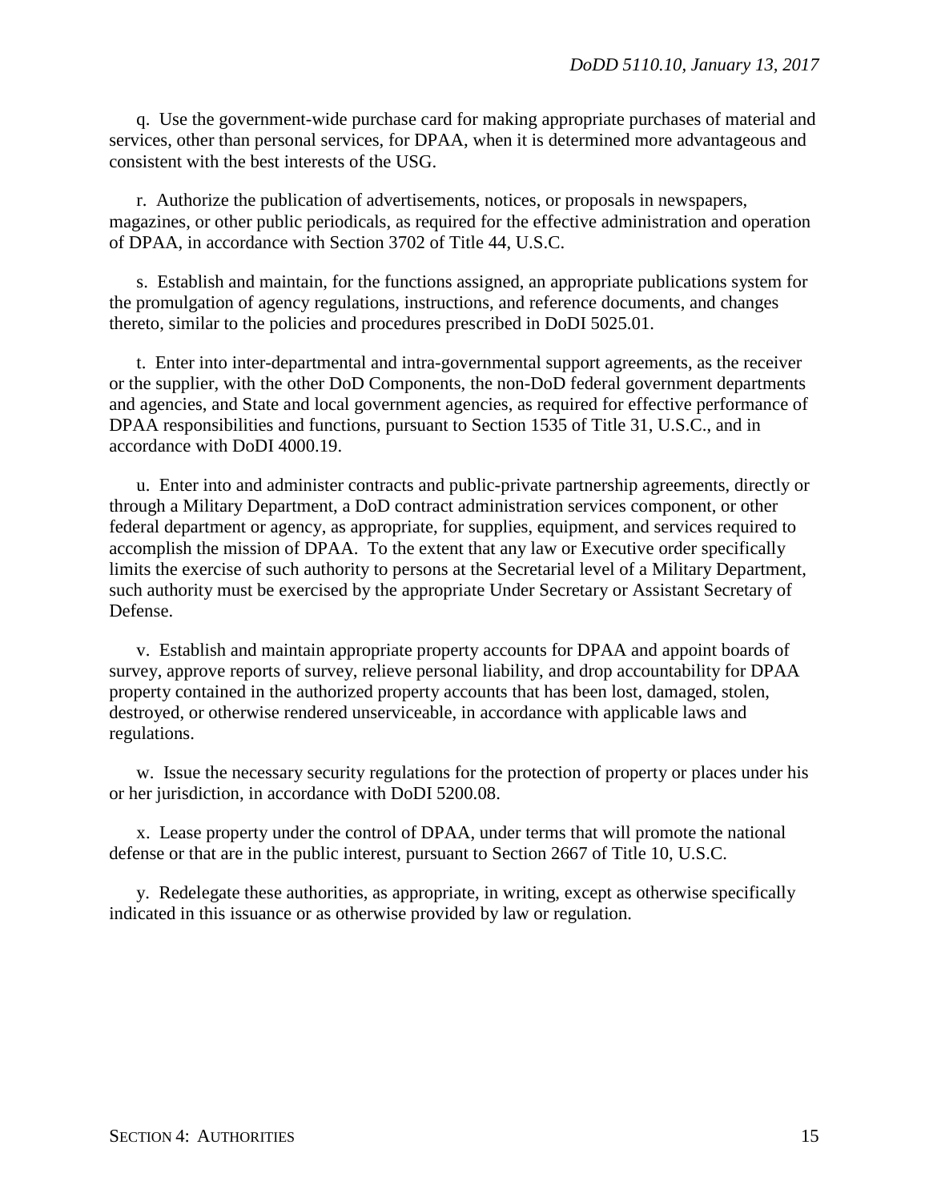q. Use the government-wide purchase card for making appropriate purchases of material and services, other than personal services, for DPAA, when it is determined more advantageous and consistent with the best interests of the USG.

r. Authorize the publication of advertisements, notices, or proposals in newspapers, magazines, or other public periodicals, as required for the effective administration and operation of DPAA, in accordance with Section 3702 of Title 44, U.S.C.

s. Establish and maintain, for the functions assigned, an appropriate publications system for the promulgation of agency regulations, instructions, and reference documents, and changes thereto, similar to the policies and procedures prescribed in DoDI 5025.01.

t. Enter into inter-departmental and intra-governmental support agreements, as the receiver or the supplier, with the other DoD Components, the non-DoD federal government departments and agencies, and State and local government agencies, as required for effective performance of DPAA responsibilities and functions, pursuant to Section 1535 of Title 31, U.S.C., and in accordance with DoDI 4000.19.

u. Enter into and administer contracts and public-private partnership agreements, directly or through a Military Department, a DoD contract administration services component, or other federal department or agency, as appropriate, for supplies, equipment, and services required to accomplish the mission of DPAA. To the extent that any law or Executive order specifically limits the exercise of such authority to persons at the Secretarial level of a Military Department, such authority must be exercised by the appropriate Under Secretary or Assistant Secretary of Defense.

v. Establish and maintain appropriate property accounts for DPAA and appoint boards of survey, approve reports of survey, relieve personal liability, and drop accountability for DPAA property contained in the authorized property accounts that has been lost, damaged, stolen, destroyed, or otherwise rendered unserviceable, in accordance with applicable laws and regulations.

w. Issue the necessary security regulations for the protection of property or places under his or her jurisdiction, in accordance with DoDI 5200.08.

x. Lease property under the control of DPAA, under terms that will promote the national defense or that are in the public interest, pursuant to Section 2667 of Title 10, U.S.C.

y. Redelegate these authorities, as appropriate, in writing, except as otherwise specifically indicated in this issuance or as otherwise provided by law or regulation.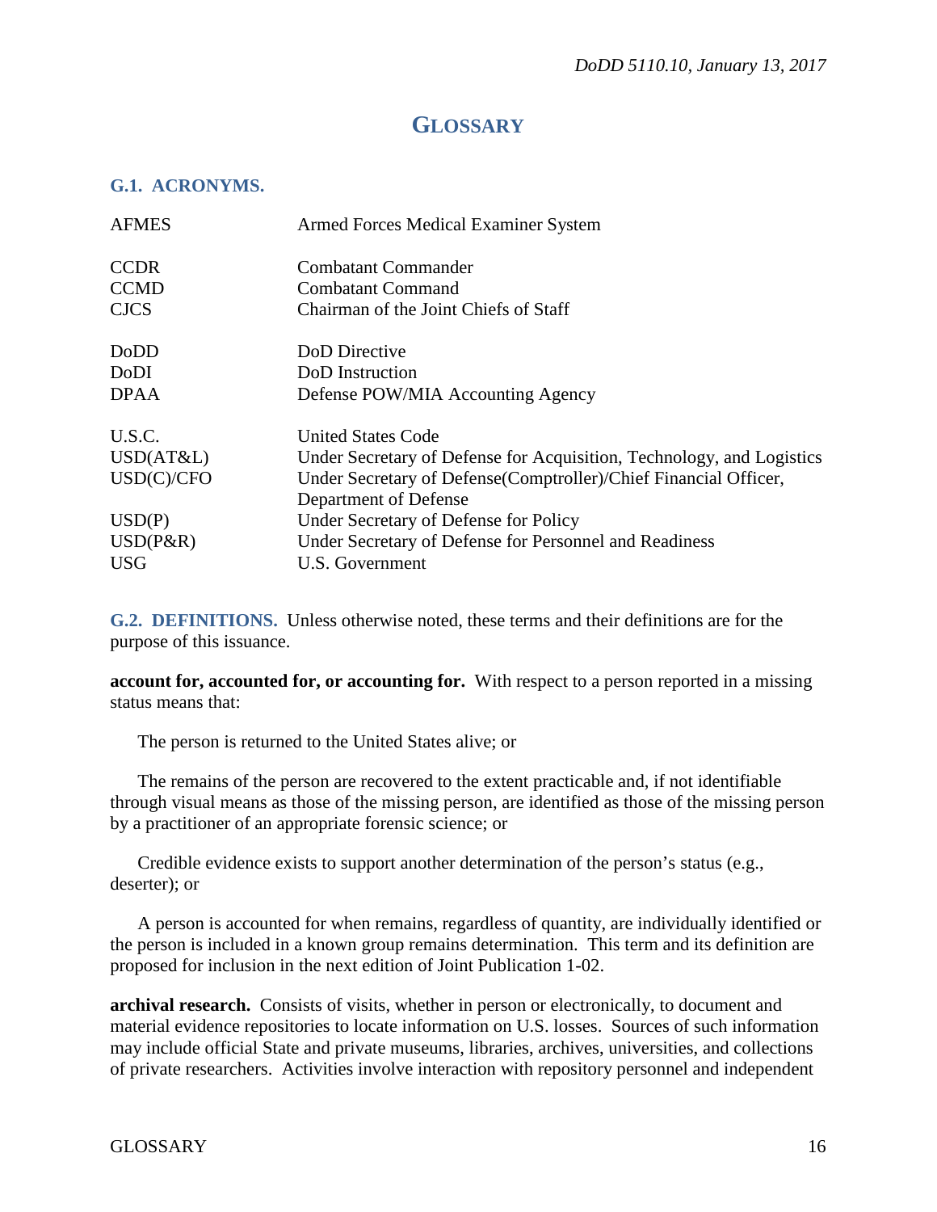# GLOSSARY

## G.1. ACRONYMS.

| | |
|---|---|
| AFMES | Armed Forces Medical Examiner System |
| CCDR | Combatant Commander |
| CCMD | Combatant Command |
| CJCS | Chairman of the Joint Chiefs of Staff |
| DoDD | DoD Directive |
| DoDI | DoD Instruction |
| DPAA | Defense POW/MIA Accounting Agency |
| U.S.C. | United States Code |
| USD(AT&L) | Under Secretary of Defense for Acquisition, Technology, and Logistics |
| USD(C)/CFO | Under Secretary of Defense(Comptroller)/Chief Financial Officer, Department of Defense |
| USD(P) | Under Secretary of Defense for Policy |
| USD(P&R) | Under Secretary of Defense for Personnel and Readiness |
| USG | U.S. Government |

## G.2. DEFINITIONS.

Unless otherwise noted, these terms and their definitions are for the purpose of this issuance.

**account for, accounted for, or accounting for.** With respect to a person reported in a missing status means that:

The person is returned to the United States alive; or

The remains of the person are recovered to the extent practicable and, if not identifiable through visual means as those of the missing person, are identified as those of the missing person by a practitioner of an appropriate forensic science; or

Credible evidence exists to support another determination of the person's status (e.g., deserter); or

A person is accounted for when remains, regardless of quantity, are individually identified or the person is included in a known group remains determination. This term and its definition are proposed for inclusion in the next edition of Joint Publication 1-02.

**archival research.** Consists of visits, whether in person or electronically, to document and material evidence repositories to locate information on U.S. losses. Sources of such information may include official State and private museums, libraries, archives, universities, and collections of private researchers. Activities involve interaction with repository personnel and independent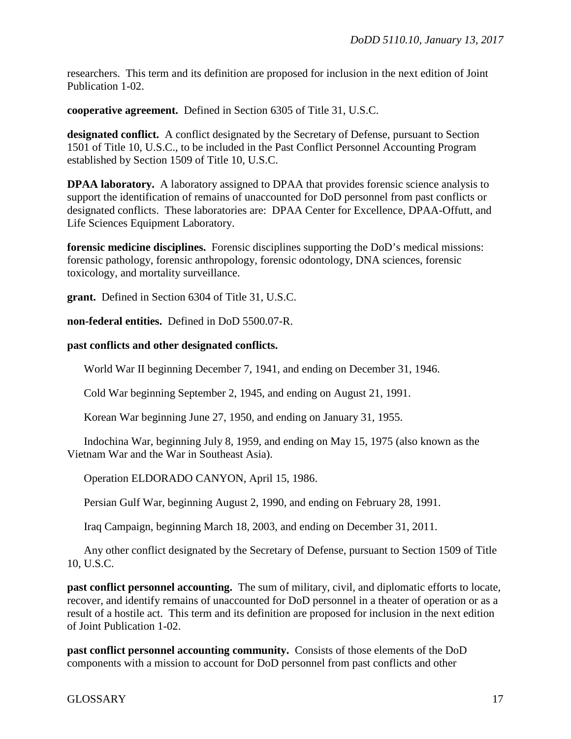researchers. This term and its definition are proposed for inclusion in the next edition of Joint Publication 1-02.

**cooperative agreement.** Defined in Section 6305 of Title 31, U.S.C.

**designated conflict.** A conflict designated by the Secretary of Defense, pursuant to Section 1501 of Title 10, U.S.C., to be included in the Past Conflict Personnel Accounting Program established by Section 1509 of Title 10, U.S.C.

**DPAA laboratory.** A laboratory assigned to DPAA that provides forensic science analysis to support the identification of remains of unaccounted for DoD personnel from past conflicts or designated conflicts. These laboratories are: DPAA Center for Excellence, DPAA-Offutt, and Life Sciences Equipment Laboratory.

**forensic medicine disciplines.** Forensic disciplines supporting the DoD's medical missions: forensic pathology, forensic anthropology, forensic odontology, DNA sciences, forensic toxicology, and mortality surveillance.

**grant.** Defined in Section 6304 of Title 31, U.S.C.

**non-federal entities.** Defined in DoD 5500.07-R.

**past conflicts and other designated conflicts.**

World War II beginning December 7, 1941, and ending on December 31, 1946.

Cold War beginning September 2, 1945, and ending on August 21, 1991.

Korean War beginning June 27, 1950, and ending on January 31, 1955.

Indochina War, beginning July 8, 1959, and ending on May 15, 1975 (also known as the Vietnam War and the War in Southeast Asia).

Operation ELDORADO CANYON, April 15, 1986.

Persian Gulf War, beginning August 2, 1990, and ending on February 28, 1991.

Iraq Campaign, beginning March 18, 2003, and ending on December 31, 2011.

Any other conflict designated by the Secretary of Defense, pursuant to Section 1509 of Title 10, U.S.C.

**past conflict personnel accounting.** The sum of military, civil, and diplomatic efforts to locate, recover, and identify remains of unaccounted for DoD personnel in a theater of operation or as a result of a hostile act. This term and its definition are proposed for inclusion in the next edition of Joint Publication 1-02.

**past conflict personnel accounting community.** Consists of those elements of the DoD components with a mission to account for DoD personnel from past conflicts and other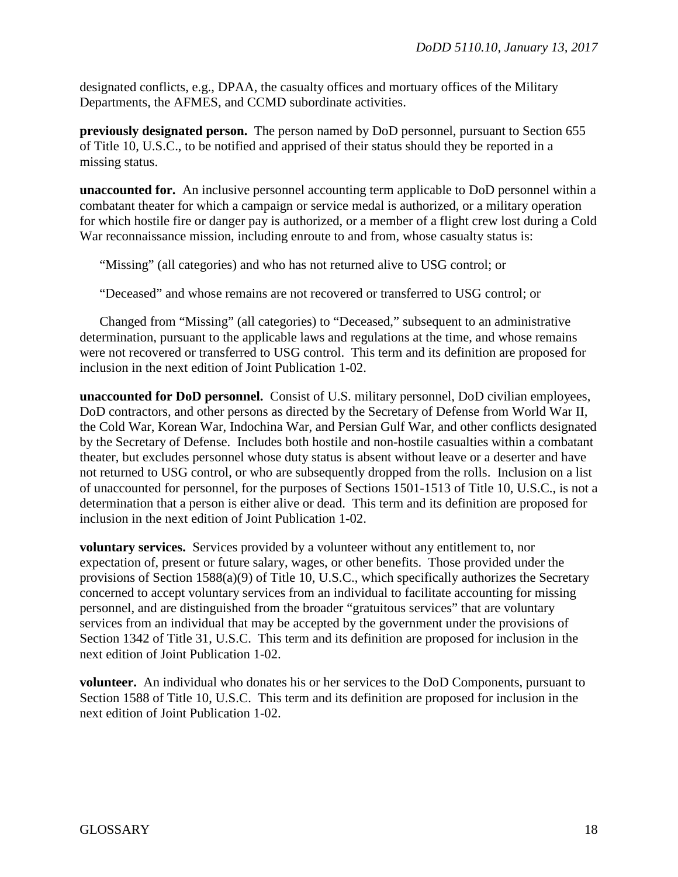designated conflicts, e.g., DPAA, the casualty offices and mortuary offices of the Military Departments, the AFMES, and CCMD subordinate activities.

**previously designated person.** The person named by DoD personnel, pursuant to Section 655 of Title 10, U.S.C., to be notified and apprised of their status should they be reported in a missing status.

**unaccounted for.** An inclusive personnel accounting term applicable to DoD personnel within a combatant theater for which a campaign or service medal is authorized, or a military operation for which hostile fire or danger pay is authorized, or a member of a flight crew lost during a Cold War reconnaissance mission, including enroute to and from, whose casualty status is:

"Missing" (all categories) and who has not returned alive to USG control; or

"Deceased" and whose remains are not recovered or transferred to USG control; or

Changed from "Missing" (all categories) to "Deceased," subsequent to an administrative determination, pursuant to the applicable laws and regulations at the time, and whose remains were not recovered or transferred to USG control. This term and its definition are proposed for inclusion in the next edition of Joint Publication 1-02.

**unaccounted for DoD personnel.** Consist of U.S. military personnel, DoD civilian employees, DoD contractors, and other persons as directed by the Secretary of Defense from World War II, the Cold War, Korean War, Indochina War, and Persian Gulf War, and other conflicts designated by the Secretary of Defense. Includes both hostile and non-hostile casualties within a combatant theater, but excludes personnel whose duty status is absent without leave or a deserter and have not returned to USG control, or who are subsequently dropped from the rolls. Inclusion on a list of unaccounted for personnel, for the purposes of Sections 1501-1513 of Title 10, U.S.C., is not a determination that a person is either alive or dead. This term and its definition are proposed for inclusion in the next edition of Joint Publication 1-02.

**voluntary services.** Services provided by a volunteer without any entitlement to, nor expectation of, present or future salary, wages, or other benefits. Those provided under the provisions of Section 1588(a)(9) of Title 10, U.S.C., which specifically authorizes the Secretary concerned to accept voluntary services from an individual to facilitate accounting for missing personnel, and are distinguished from the broader "gratuitous services" that are voluntary services from an individual that may be accepted by the government under the provisions of Section 1342 of Title 31, U.S.C. This term and its definition are proposed for inclusion in the next edition of Joint Publication 1-02.

**volunteer.** An individual who donates his or her services to the DoD Components, pursuant to Section 1588 of Title 10, U.S.C. This term and its definition are proposed for inclusion in the next edition of Joint Publication 1-02.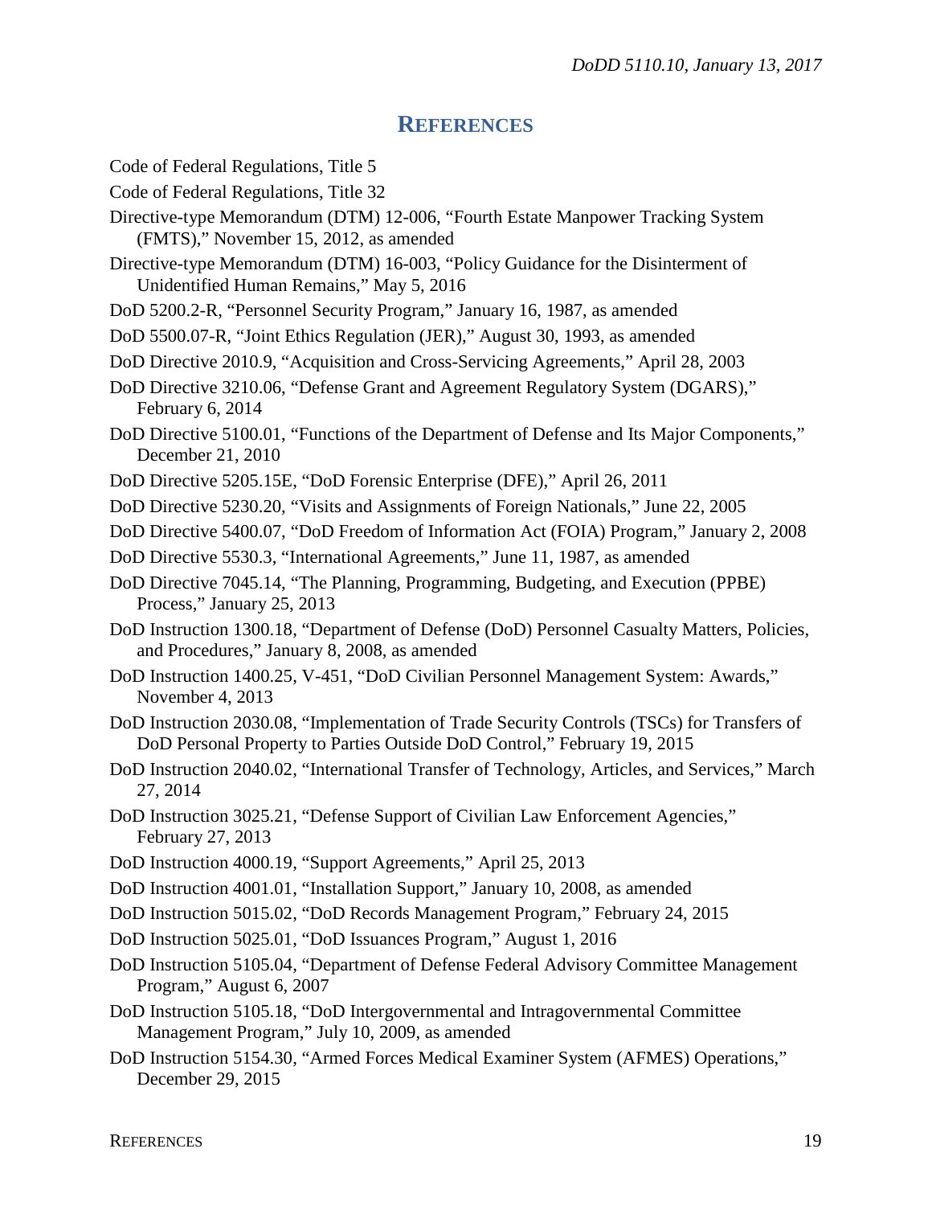## REFERENCES

Code of Federal Regulations, Title 5

Code of Federal Regulations, Title 32

Directive-type Memorandum (DTM) 12-006, "Fourth Estate Manpower Tracking System (FMTS)," November 15, 2012, as amended

Directive-type Memorandum (DTM) 16-003, "Policy Guidance for the Disinterment of Unidentified Human Remains," May 5, 2016

DoD 5200.2-R, "Personnel Security Program," January 16, 1987, as amended

DoD 5500.07-R, "Joint Ethics Regulation (JER)," August 30, 1993, as amended

DoD Directive 2010.9, "Acquisition and Cross-Servicing Agreements," April 28, 2003

DoD Directive 3210.06, "Defense Grant and Agreement Regulatory System (DGARS)," February 6, 2014

DoD Directive 5100.01, "Functions of the Department of Defense and Its Major Components," December 21, 2010

DoD Directive 5205.15E, "DoD Forensic Enterprise (DFE)," April 26, 2011

DoD Directive 5230.20, "Visits and Assignments of Foreign Nationals," June 22, 2005

DoD Directive 5400.07, "DoD Freedom of Information Act (FOIA) Program," January 2, 2008

DoD Directive 5530.3, "International Agreements," June 11, 1987, as amended

DoD Directive 7045.14, "The Planning, Programming, Budgeting, and Execution (PPBE) Process," January 25, 2013

DoD Instruction 1300.18, "Department of Defense (DoD) Personnel Casualty Matters, Policies, and Procedures," January 8, 2008, as amended

DoD Instruction 1400.25, V-451, "DoD Civilian Personnel Management System: Awards," November 4, 2013

DoD Instruction 2030.08, "Implementation of Trade Security Controls (TSCs) for Transfers of DoD Personal Property to Parties Outside DoD Control," February 19, 2015

DoD Instruction 2040.02, "International Transfer of Technology, Articles, and Services," March 27, 2014

DoD Instruction 3025.21, "Defense Support of Civilian Law Enforcement Agencies," February 27, 2013

DoD Instruction 4000.19, "Support Agreements," April 25, 2013

DoD Instruction 4001.01, "Installation Support," January 10, 2008, as amended

DoD Instruction 5015.02, "DoD Records Management Program," February 24, 2015

DoD Instruction 5025.01, "DoD Issuances Program," August 1, 2016

DoD Instruction 5105.04, "Department of Defense Federal Advisory Committee Management Program," August 6, 2007

DoD Instruction 5105.18, "DoD Intergovernmental and Intragovernmental Committee Management Program," July 10, 2009, as amended

DoD Instruction 5154.30, "Armed Forces Medical Examiner System (AFMES) Operations," December 29, 2015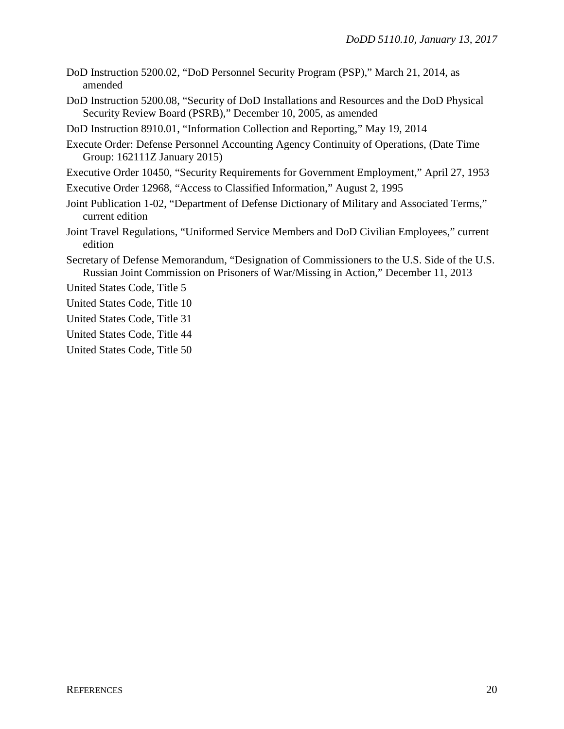DoD Instruction 5200.02, "DoD Personnel Security Program (PSP)," March 21, 2014, as amended

DoD Instruction 5200.08, "Security of DoD Installations and Resources and the DoD Physical Security Review Board (PSRB)," December 10, 2005, as amended

DoD Instruction 8910.01, "Information Collection and Reporting," May 19, 2014

Execute Order: Defense Personnel Accounting Agency Continuity of Operations, (Date Time Group: 162111Z January 2015)

Executive Order 10450, "Security Requirements for Government Employment," April 27, 1953

Executive Order 12968, "Access to Classified Information," August 2, 1995

Joint Publication 1-02, "Department of Defense Dictionary of Military and Associated Terms," current edition

Joint Travel Regulations, "Uniformed Service Members and DoD Civilian Employees," current edition

Secretary of Defense Memorandum, "Designation of Commissioners to the U.S. Side of the U.S. Russian Joint Commission on Prisoners of War/Missing in Action," December 11, 2013

United States Code, Title 5

United States Code, Title 10

United States Code, Title 31

United States Code, Title 44

United States Code, Title 50